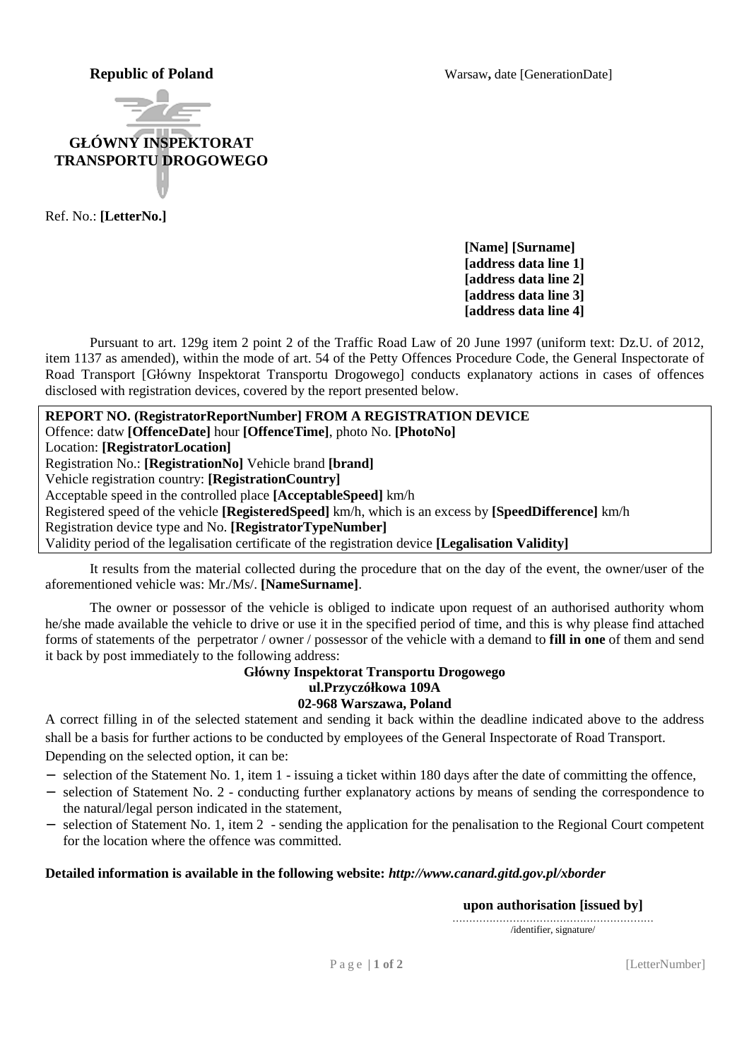**Republic of Poland**

Warsaw**,** date [GenerationDate]

**GŁÓWNY INSPEKTORAT TRANSPORTU DROGOWEGO**

Ref. No.: **[LetterNo.]**

**[Name] [Surname]**
**[address data line 1]**
**[address data line 2]**
**[address data line 3]**
**[address data line 4]**

Pursuant to art. 129g item 2 point 2 of the Traffic Road Law of 20 June 1997 (uniform text: Dz.U. of 2012, item 1137 as amended), within the mode of art. 54 of the Petty Offences Procedure Code, the General Inspectorate of Road Transport [Główny Inspektorat Transportu Drogowego] conducts explanatory actions in cases of offences disclosed with registration devices, covered by the report presented below.

**REPORT NO. (RegistratorReportNumber] FROM A REGISTRATION DEVICE**
Offence: datw **[OffenceDate]** hour **[OffenceTime]**, photo No. **[PhotoNo]**
Location: **[RegistratorLocation]**
Registration No.: **[RegistrationNo]** Vehicle brand **[brand]**
Vehicle registration country: **[RegistrationCountry]**
Acceptable speed in the controlled place **[AcceptableSpeed]** km/h
Registered speed of the vehicle **[RegisteredSpeed]** km/h, which is an excess by **[SpeedDifference]** km/h
Registration device type and No. **[RegistratorTypeNumber]**
Validity period of the legalisation certificate of the registration device **[Legalisation Validity]**

It results from the material collected during the procedure that on the day of the event, the owner/user of the aforementioned vehicle was: Mr./Ms/. **[NameSurname]**.

The owner or possessor of the vehicle is obliged to indicate upon request of an authorised authority whom he/she made available the vehicle to drive or use it in the specified period of time, and this is why please find attached forms of statements of the perpetrator / owner / possessor of the vehicle with a demand to **fill in one** of them and send it back by post immediately to the following address:

**Główny Inspektorat Transportu Drogowego**
**ul.Przyczółkowa 109A**
**02-968 Warszawa, Poland**

A correct filling in of the selected statement and sending it back within the deadline indicated above to the address shall be a basis for further actions to be conducted by employees of the General Inspectorate of Road Transport.
Depending on the selected option, it can be:

- selection of the Statement No. 1, item 1 - issuing a ticket within 180 days after the date of committing the offence,
- selection of Statement No. 2 - conducting further explanatory actions by means of sending the correspondence to the natural/legal person indicated in the statement,
- selection of Statement No. 1, item 2 - sending the application for the penalisation to the Regional Court competent for the location where the offence was committed.

**Detailed information is available in the following website:** ***http://www.canard.gitd.gov.pl/xborder***

**upon authorisation [issued by]**

.............................................................
/identifier, signature/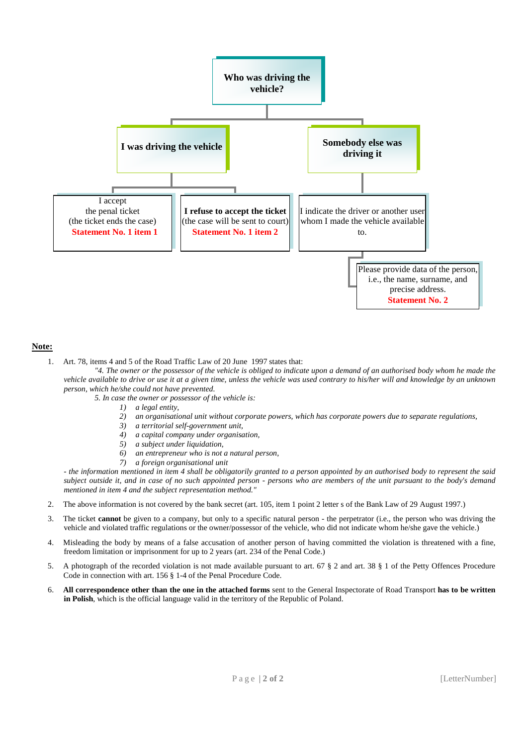**Who was driving the vehicle?**

**I was driving the vehicle**

- I accept the penal ticket (the ticket ends the case) **Statement No. 1 item 1**
- **I refuse to accept the ticket** (the case will be sent to court) **Statement No. 1 item 2**

**Somebody else was driving it**

- I indicate the driver or another user whom I made the vehicle available to.
  - Please provide data of the person, i.e., the name, surname, and precise address. **Statement No. 2**

**Note:**

1. Art. 78, items 4 and 5 of the Road Traffic Law of 20 June 1997 states that:

   *"4. The owner or the possessor of the vehicle is obliged to indicate upon a demand of an authorised body whom he made the vehicle available to drive or use it at a given time, unless the vehicle was used contrary to his/her will and knowledge by an unknown person, which he/she could not have prevented.*

   *5. In case the owner or possessor of the vehicle is:*

   *1) a legal entity,*
   *2) an organisational unit without corporate powers, which has corporate powers due to separate regulations,*
   *3) a territorial self-government unit,*
   *4) a capital company under organisation,*
   *5) a subject under liquidation,*
   *6) an entrepreneur who is not a natural person,*
   *7) a foreign organisational unit*

   *- the information mentioned in item 4 shall be obligatorily granted to a person appointed by an authorised body to represent the said subject outside it, and in case of no such appointed person - persons who are members of the unit pursuant to the body's demand mentioned in item 4 and the subject representation method."*

2. The above information is not covered by the bank secret (art. 105, item 1 point 2 letter s of the Bank Law of 29 August 1997.)

3. The ticket **cannot** be given to a company, but only to a specific natural person - the perpetrator (i.e., the person who was driving the vehicle and violated traffic regulations or the owner/possessor of the vehicle, who did not indicate whom he/she gave the vehicle.)

4. Misleading the body by means of a false accusation of another person of having committed the violation is threatened with a fine, freedom limitation or imprisonment for up to 2 years (art. 234 of the Penal Code.)

5. A photograph of the recorded violation is not made available pursuant to art. 67 § 2 and art. 38 § 1 of the Petty Offences Procedure Code in connection with art. 156 § 1-4 of the Penal Procedure Code.

6. **All correspondence other than the one in the attached forms** sent to the General Inspectorate of Road Transport **has to be written in Polish**, which is the official language valid in the territory of the Republic of Poland.

[LetterNumber]